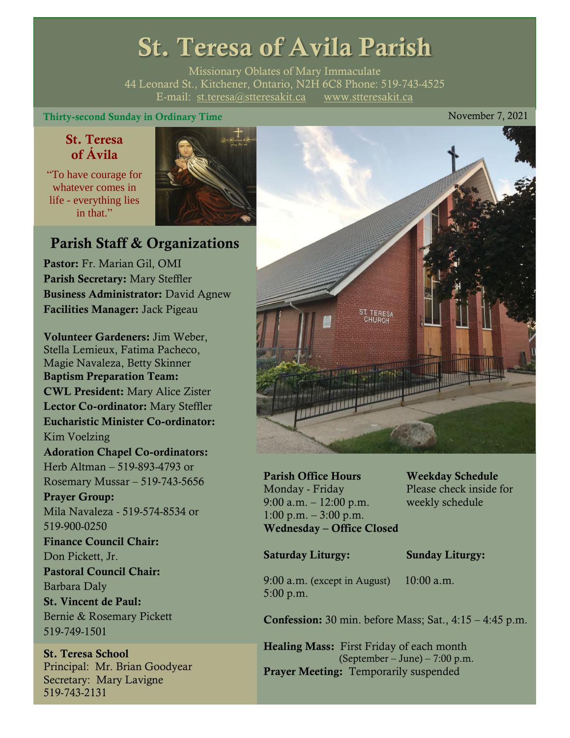# St. Teresa of Avila Parish

Missionary Oblates of Mary Immaculate
44 Leonard St., Kitchener, Ontario, N2H 6C8 Phone: 519-743-4525
E-mail: st.teresa@stteresakit.ca www.stteresakit.ca

**Thirty-second Sunday in Ordinary Time** November 7, 2021

### St. Teresa of Ávila

"To have courage for whatever comes in life - everything lies in that."

## Parish Staff & Organizations

**Pastor:** Fr. Marian Gil, OMI
**Parish Secretary:** Mary Steffler
**Business Administrator:** David Agnew
**Facilities Manager:** Jack Pigeau

**Volunteer Gardeners:** Jim Weber, Stella Lemieux, Fatima Pacheco, Magie Navaleza, Betty Skinner
**Baptism Preparation Team:**
**CWL President:** Mary Alice Zister
**Lector Co-ordinator:** Mary Steffler
**Eucharistic Minister Co-ordinator:** Kim Voelzing
**Adoration Chapel Co-ordinators:** Herb Altman – 519-893-4793 or Rosemary Mussar – 519-743-5656
**Prayer Group:** Mila Navaleza - 519-574-8534 or 519-900-0250
**Finance Council Chair:** Don Pickett, Jr.
**Pastoral Council Chair:** Barbara Daly
**St. Vincent de Paul:** Bernie & Rosemary Pickett 519-749-1501

**St. Teresa School**
Principal: Mr. Brian Goodyear
Secretary: Mary Lavigne
519-743-2131

**Parish Office Hours**
Monday - Friday
9:00 a.m. – 12:00 p.m.
1:00 p.m. – 3:00 p.m.
**Wednesday – Office Closed**

**Weekday Schedule**
Please check inside for weekly schedule

**Saturday Liturgy:**
9:00 a.m. (except in August)
5:00 p.m.

**Sunday Liturgy:**
10:00 a.m.

**Confession:** 30 min. before Mass; Sat., 4:15 – 4:45 p.m.

**Healing Mass:** First Friday of each month (September – June) – 7:00 p.m.
**Prayer Meeting:** Temporarily suspended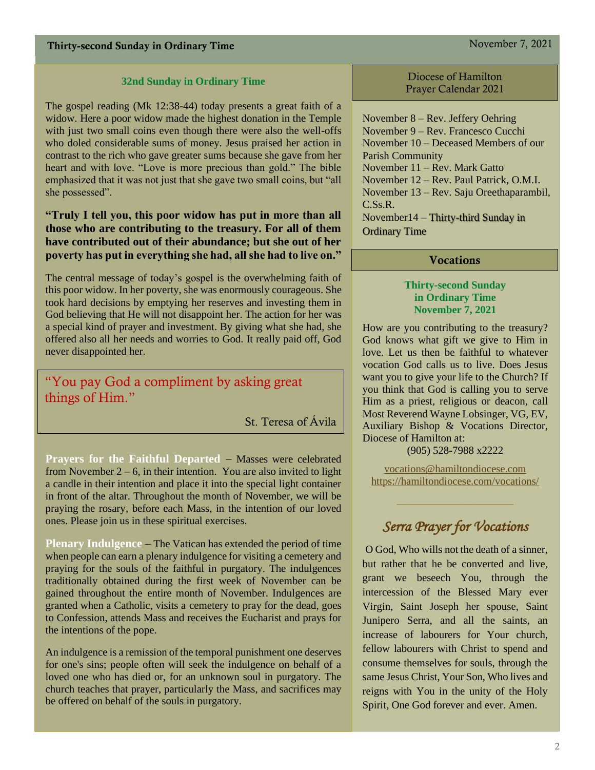## 32nd Sunday in Ordinary Time

The gospel reading (Mk 12:38-44) today presents a great faith of a widow. Here a poor widow made the highest donation in the Temple with just two small coins even though there were also the well-offs who doled considerable sums of money. Jesus praised her action in contrast to the rich who gave greater sums because she gave from her heart and with love. "Love is more precious than gold." The bible emphasized that it was not just that she gave two small coins, but "all she possessed".

**"Truly I tell you, this poor widow has put in more than all those who are contributing to the treasury. For all of them have contributed out of their abundance; but she out of her poverty has put in everything she had, all she had to live on."**

The central message of today's gospel is the overwhelming faith of this poor widow. In her poverty, she was enormously courageous. She took hard decisions by emptying her reserves and investing them in God believing that He will not disappoint her. The action for her was a special kind of prayer and investment. By giving what she had, she offered also all her needs and worries to God. It really paid off, God never disappointed her.

> "You pay God a compliment by asking great things of Him."
>
> St. Teresa of Ávila

**Prayers for the Faithful Departed** – Masses were celebrated from November 2 – 6, in their intention. You are also invited to light a candle in their intention and place it into the special light container in front of the altar. Throughout the month of November, we will be praying the rosary, before each Mass, in the intention of our loved ones. Please join us in these spiritual exercises.

**Plenary Indulgence** – The Vatican has extended the period of time when people can earn a plenary indulgence for visiting a cemetery and praying for the souls of the faithful in purgatory. The indulgences traditionally obtained during the first week of November can be gained throughout the entire month of November. Indulgences are granted when a Catholic, visits a cemetery to pray for the dead, goes to Confession, attends Mass and receives the Eucharist and prays for the intentions of the pope.

An indulgence is a remission of the temporal punishment one deserves for one's sins; people often will seek the indulgence on behalf of a loved one who has died or, for an unknown soul in purgatory. The church teaches that prayer, particularly the Mass, and sacrifices may be offered on behalf of the souls in purgatory.

## Diocese of Hamilton Prayer Calendar 2021

November 8 – Rev. Jeffery Oehring
November 9 – Rev. Francesco Cucchi
November 10 – Deceased Members of our Parish Community
November 11 – Rev. Mark Gatto
November 12 – Rev. Paul Patrick, O.M.I.
November 13 – Rev. Saju Oreethaparambil, C.Ss.R.
November14 – Thirty-third Sunday in Ordinary Time

## Vocations

**Thirty-second Sunday in Ordinary Time November 7, 2021**

How are you contributing to the treasury? God knows what gift we give to Him in love. Let us then be faithful to whatever vocation God calls us to live. Does Jesus want you to give your life to the Church? If you think that God is calling you to serve Him as a priest, religious or deacon, call Most Reverend Wayne Lobsinger, VG, EV, Auxiliary Bishop & Vocations Director, Diocese of Hamilton at:
(905) 528-7988 x2222

vocations@hamiltondiocese.com
https://hamiltondiocese.com/vocations/

### *Serra Prayer for Vocations*

O God, Who wills not the death of a sinner, but rather that he be converted and live, grant we beseech You, through the intercession of the Blessed Mary ever Virgin, Saint Joseph her spouse, Saint Junipero Serra, and all the saints, an increase of labourers for Your church, fellow labourers with Christ to spend and consume themselves for souls, through the same Jesus Christ, Your Son, Who lives and reigns with You in the unity of the Holy Spirit, One God forever and ever. Amen.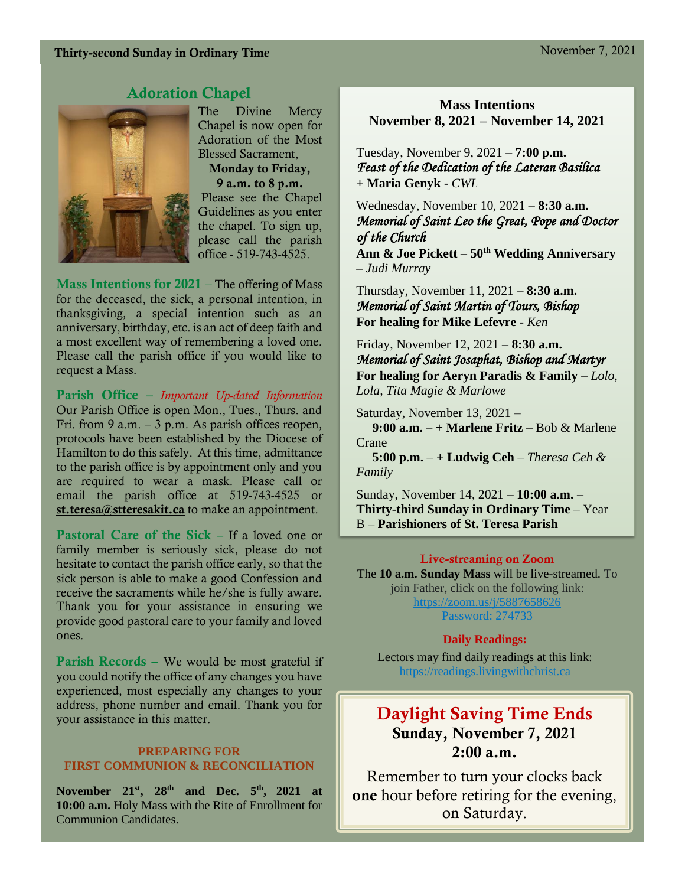## Adoration Chapel

The Divine Mercy Chapel is now open for Adoration of the Most Blessed Sacrament,

**Monday to Friday,**
**9 a.m. to 8 p.m.**

Please see the Chapel Guidelines as you enter the chapel. To sign up, please call the parish office - 519-743-4525.

**Mass Intentions for 2021** – The offering of Mass for the deceased, the sick, a personal intention, in thanksgiving, a special intention such as an anniversary, birthday, etc. is an act of deep faith and a most excellent way of remembering a loved one. Please call the parish office if you would like to request a Mass.

**Parish Office** – *Important Up-dated Information*
Our Parish Office is open Mon., Tues., Thurs. and Fri. from 9 a.m. – 3 p.m. As parish offices reopen, protocols have been established by the Diocese of Hamilton to do this safely. At this time, admittance to the parish office is by appointment only and you are required to wear a mask. Please call or email the parish office at 519-743-4525 or **st.teresa@stteresakit.ca** to make an appointment.

**Pastoral Care of the Sick** – If a loved one or family member is seriously sick, please do not hesitate to contact the parish office early, so that the sick person is able to make a good Confession and receive the sacraments while he/she is fully aware. Thank you for your assistance in ensuring we provide good pastoral care to your family and loved ones.

**Parish Records** – We would be most grateful if you could notify the office of any changes you have experienced, most especially any changes to your address, phone number and email. Thank you for your assistance in this matter.

### PREPARING FOR FIRST COMMUNION & RECONCILIATION

**November 21st, 28th and Dec. 5th, 2021 at 10:00 a.m.** Holy Mass with the Rite of Enrollment for Communion Candidates.

### Mass Intentions
### November 8, 2021 – November 14, 2021

Tuesday, November 9, 2021 – **7:00 p.m.**
*Feast of the Dedication of the Lateran Basilica*
**+ Maria Genyk** - *CWL*

Wednesday, November 10, 2021 – **8:30 a.m.**
*Memorial of Saint Leo the Great, Pope and Doctor of the Church*
**Ann & Joe Pickett – 50th Wedding Anniversary** – *Judi Murray*

Thursday, November 11, 2021 – **8:30 a.m.**
*Memorial of Saint Martin of Tours, Bishop*
**For healing for Mike Lefevre** - *Ken*

Friday, November 12, 2021 – **8:30 a.m.**
*Memorial of Saint Josaphat, Bishop and Martyr*
**For healing for Aeryn Paradis & Family** – *Lolo, Lola, Tita Magie & Marlowe*

Saturday, November 13, 2021 –
**9:00 a.m.** – **+ Marlene Fritz** – Bob & Marlene Crane
**5:00 p.m.** – **+ Ludwig Ceh** – *Theresa Ceh & Family*

Sunday, November 14, 2021 – **10:00 a.m.** – **Thirty-third Sunday in Ordinary Time** – Year B – **Parishioners of St. Teresa Parish**

### Live-streaming on Zoom

The **10 a.m. Sunday Mass** will be live-streamed. To join Father, click on the following link:
https://zoom.us/j/5887658626
Password: 274733

### Daily Readings:

Lectors may find daily readings at this link:
https://readings.livingwithchrist.ca

## Daylight Saving Time Ends

**Sunday, November 7, 2021**
**2:00 a.m.**

Remember to turn your clocks back **one** hour before retiring for the evening, on Saturday.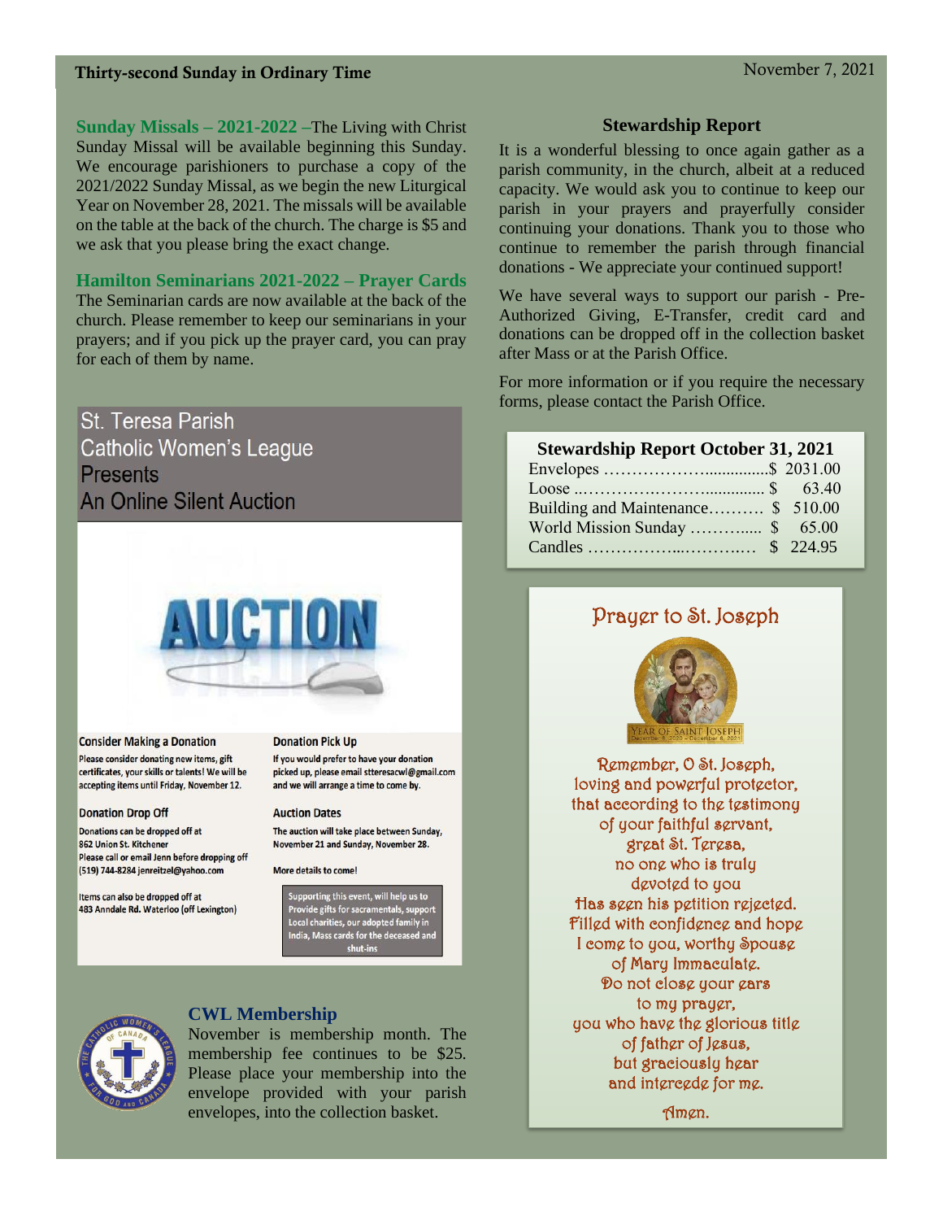Thirty-second Sunday in Ordinary Time — November 7, 2021

**Sunday Missals – 2021-2022** –The Living with Christ Sunday Missal will be available beginning this Sunday. We encourage parishioners to purchase a copy of the 2021/2022 Sunday Missal, as we begin the new Liturgical Year on November 28, 2021. The missals will be available on the table at the back of the church. The charge is $5 and we ask that you please bring the exact change.

**Hamilton Seminarians 2021-2022 – Prayer Cards**
The Seminarian cards are now available at the back of the church. Please remember to keep our seminarians in your prayers; and if you pick up the prayer card, you can pray for each of them by name.

## St. Teresa Parish Catholic Women's League Presents An Online Silent Auction

AUCTION

**Consider Making a Donation**
Please consider donating new items, gift certificates, your skills or talents! We will be accepting items until Friday, November 12.

**Donation Drop Off**
Donations can be dropped off at
862 Union St. Kitchener
Please call or email Jenn before dropping off
(519) 744-8284 jenreitzel@yahoo.com

Items can also be dropped off at
483 Anndale Rd. Waterloo (off Lexington)

**Donation Pick Up**
If you would prefer to have your donation picked up, please email stteresacwl@gmail.com and we will arrange a time to come by.

**Auction Dates**
The auction will take place between Sunday, November 21 and Sunday, November 28.

More details to come!

Supporting this event, will help us to Provide gifts for sacramentals, support Local charities, our adopted family in India, Mass cards for the deceased and shut-ins

**CWL Membership**
November is membership month. The membership fee continues to be $25. Please place your membership into the envelope provided with your parish envelopes, into the collection basket.

### Stewardship Report

It is a wonderful blessing to once again gather as a parish community, in the church, albeit at a reduced capacity. We would ask you to continue to keep our parish in your prayers and prayerfully consider continuing your donations. Thank you to those who continue to remember the parish through financial donations - We appreciate your continued support!

We have several ways to support our parish - Pre-Authorized Giving, E-Transfer, credit card and donations can be dropped off in the collection basket after Mass or at the Parish Office.

For more information or if you require the necessary forms, please contact the Parish Office.

| Stewardship Report October 31, 2021 | |
|---|---|
| Envelopes | $ 2031.00 |
| Loose | $ 63.40 |
| Building and Maintenance | $ 510.00 |
| World Mission Sunday | $ 65.00 |
| Candles | $ 224.95 |

### Prayer to St. Joseph

YEAR OF SAINT JOSEPH
December 8, 2020 – December 8, 2021

Remember, O St. Joseph,
loving and powerful protector,
that according to the testimony
of your faithful servant,
great St. Teresa,
no one who is truly
devoted to you
Has seen his petition rejected.
Filled with confidence and hope
I come to you, worthy Spouse
of Mary Immaculate.
Do not close your ears
to my prayer,
you who have the glorious title
of father of Jesus,
but graciously hear
and intercede for me.

Amen.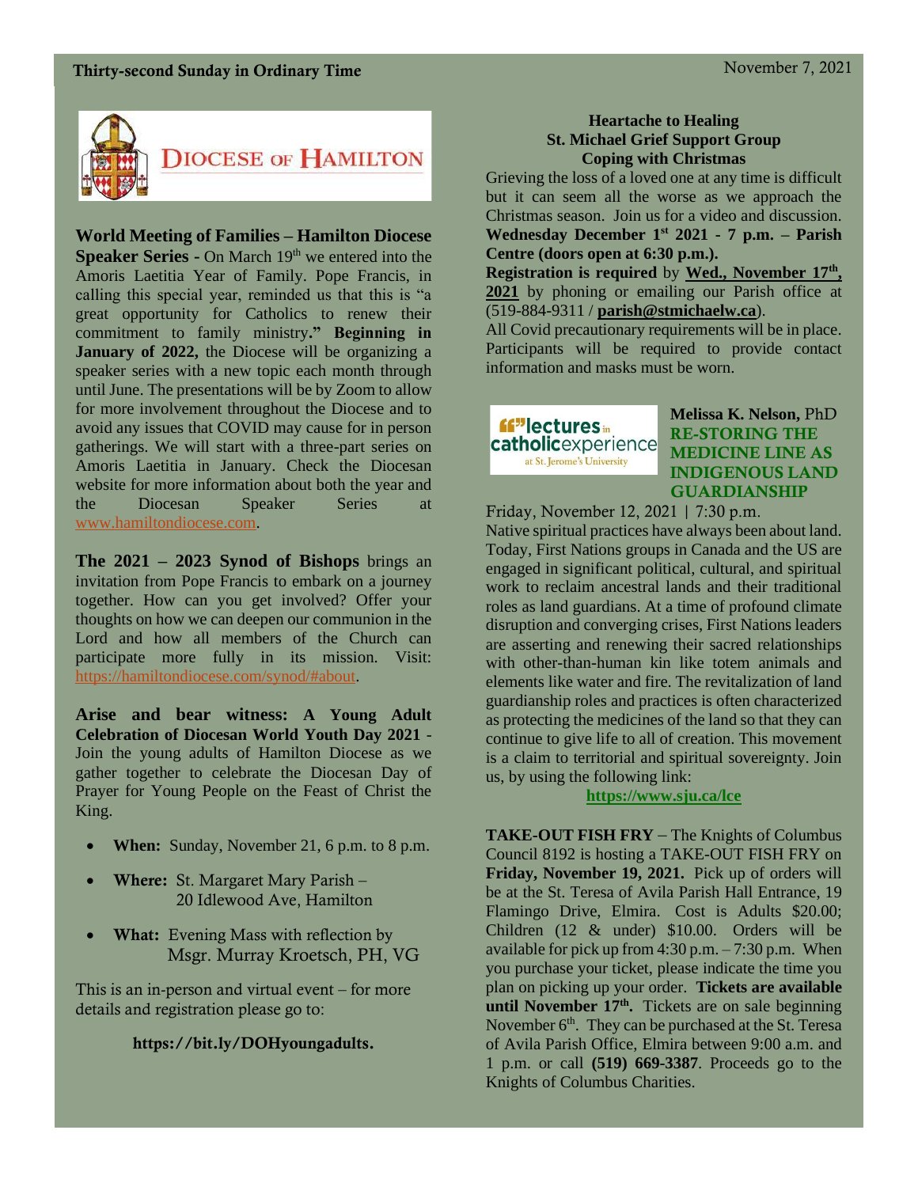**Thirty-second Sunday in Ordinary Time** November 7, 2021

DIOCESE OF HAMILTON

**World Meeting of Families – Hamilton Diocese Speaker Series -** On March 19th we entered into the Amoris Laetitia Year of Family. Pope Francis, in calling this special year, reminded us that this is "a great opportunity for Catholics to renew their commitment to family ministry**." Beginning in January of 2022,** the Diocese will be organizing a speaker series with a new topic each month through until June. The presentations will be by Zoom to allow for more involvement throughout the Diocese and to avoid any issues that COVID may cause for in person gatherings. We will start with a three-part series on Amoris Laetitia in January. Check the Diocesan website for more information about both the year and the Diocesan Speaker Series at www.hamiltondiocese.com.

**The 2021 – 2023 Synod of Bishops** brings an invitation from Pope Francis to embark on a journey together. How can you get involved? Offer your thoughts on how we can deepen our communion in the Lord and how all members of the Church can participate more fully in its mission. Visit: https://hamiltondiocese.com/synod/#about.

**Arise and bear witness: A Young Adult Celebration of Diocesan World Youth Day 2021** - Join the young adults of Hamilton Diocese as we gather together to celebrate the Diocesan Day of Prayer for Young People on the Feast of Christ the King.

- **When:** Sunday, November 21, 6 p.m. to 8 p.m.
- **Where:** St. Margaret Mary Parish – 20 Idlewood Ave, Hamilton
- **What:** Evening Mass with reflection by Msgr. Murray Kroetsch, PH, VG

This is an in-person and virtual event – for more details and registration please go to:

**https://bit.ly/DOHyoungadults.**

**Heartache to Healing**
**St. Michael Grief Support Group**
**Coping with Christmas**

Grieving the loss of a loved one at any time is difficult but it can seem all the worse as we approach the Christmas season. Join us for a video and discussion. **Wednesday December 1st 2021 - 7 p.m. – Parish Centre (doors open at 6:30 p.m.).**

**Registration is required** by **Wed., November 17th, 2021** by phoning or emailing our Parish office at (519-884-9311 / **parish@stmichaelw.ca**).

All Covid precautionary requirements will be in place. Participants will be required to provide contact information and masks must be worn.

lectures in catholic experience at St. Jerome's University

**Melissa K. Nelson,** PhD
**RE-STORING THE MEDICINE LINE AS INDIGENOUS LAND GUARDIANSHIP**

Friday, November 12, 2021 | 7:30 p.m.

Native spiritual practices have always been about land. Today, First Nations groups in Canada and the US are engaged in significant political, cultural, and spiritual work to reclaim ancestral lands and their traditional roles as land guardians. At a time of profound climate disruption and converging crises, First Nations leaders are asserting and renewing their sacred relationships with other-than-human kin like totem animals and elements like water and fire. The revitalization of land guardianship roles and practices is often characterized as protecting the medicines of the land so that they can continue to give life to all of creation. This movement is a claim to territorial and spiritual sovereignty. Join us, by using the following link:

**https://www.sju.ca/lce**

**TAKE-OUT FISH FRY** – The Knights of Columbus Council 8192 is hosting a TAKE-OUT FISH FRY on **Friday, November 19, 2021.** Pick up of orders will be at the St. Teresa of Avila Parish Hall Entrance, 19 Flamingo Drive, Elmira. Cost is Adults $20.00; Children (12 & under) $10.00. Orders will be available for pick up from 4:30 p.m. – 7:30 p.m. When you purchase your ticket, please indicate the time you plan on picking up your order. **Tickets are available until November 17th.** Tickets are on sale beginning November 6th. They can be purchased at the St. Teresa of Avila Parish Office, Elmira between 9:00 a.m. and 1 p.m. or call **(519) 669-3387**. Proceeds go to the Knights of Columbus Charities.